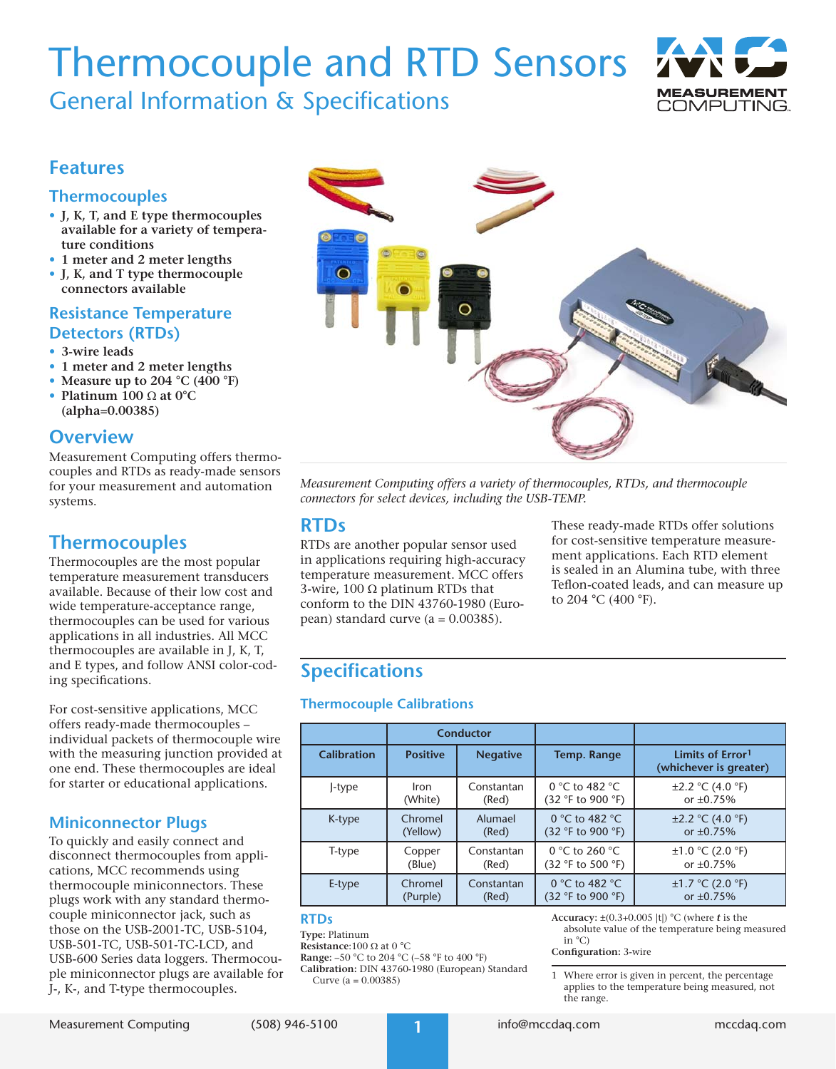# Thermocouple and RTD Sensors

## General Information & Specifications

## Features

### Thermocouples

- **J, K, T, and E type thermocouples available for a variety of temperature conditions**
- **1 meter and 2 meter lengths**
- **J, K, and T type thermocouple connectors available**

### Resistance Temperature Detectors (RTDs)

- **3-wire leads**
- **1 meter and 2 meter lengths**
- **Measure up to 204 °C (400 °F)**
- **Platinum 100 Ω at 0°C (alpha=0.00385)**

## Overview

Measurement Computing offers thermocouples and RTDs as ready-made sensors for your measurement and automation systems.

## Thermocouples

Thermocouples are the most popular temperature measurement transducers available. Because of their low cost and wide temperature-acceptance range, thermocouples can be used for various applications in all industries. All MCC thermocouples are available in J, K, T, and E types, and follow ANSI color-coding specifications.

For cost-sensitive applications, MCC offers ready-made thermocouples – individual packets of thermocouple wire with the measuring junction provided at one end. These thermocouples are ideal for starter or educational applications.

### Miniconnector Plugs

To quickly and easily connect and disconnect thermocouples from applications, MCC recommends using thermocouple miniconnectors. These plugs work with any standard thermocouple miniconnector jack, such as those on the USB-2001-TC, USB-5104, USB-501-TC, USB-501-TC-LCD, and USB-600 Series data loggers. Thermocouple miniconnector plugs are available for J-, K-, and T-type thermocouples.

*Measurement Computing offers a variety of thermocouples, RTDs, and thermocouple connectors for select devices, including the USB-TEMP.*

## RTDs

RTDs are another popular sensor used in applications requiring high-accuracy temperature measurement. MCC offers 3-wire, 100 Ω platinum RTDs that conform to the DIN 43760-1980 (European) standard curve (a = 0.00385).

These ready-made RTDs offer solutions for cost-sensitive temperature measurement applications. Each RTD element is sealed in an Alumina tube, with three Teflon-coated leads, and can measure up to 204 °C (400 °F).

## Specifications

### Thermocouple Calibrations

| | Conductor | | | |
|---|---|---|---|---|
| **Calibration** | **Positive** | **Negative** | **Temp. Range** | **Limits of Error[1] (whichever is greater)** |
| J-type | Iron (White) | Constantan (Red) | 0 °C to 482 °C (32 °F to 900 °F) | ±2.2 °C (4.0 °F) or ±0.75% |
| K-type | Chromel (Yellow) | Alumael (Red) | 0 °C to 482 °C (32 °F to 900 °F) | ±2.2 °C (4.0 °F) or ±0.75% |
| T-type | Copper (Blue) | Constantan (Red) | 0 °C to 260 °C (32 °F to 500 °F) | ±1.0 °C (2.0 °F) or ±0.75% |
| E-type | Chromel (Purple) | Constantan (Red) | 0 °C to 482 °C (32 °F to 900 °F) | ±1.7 °C (2.0 °F) or ±0.75% |

### RTDs

**Type:** Platinum
**Resistance:** 100 Ω at 0 °C
**Range:** –50 °C to 204 °C (–58 °F to 400 °F)
**Calibration:** DIN 43760-1980 (European) Standard Curve (a = 0.00385)
**Accuracy:** ±(0.3+0.005 |t|) °C (where ***t*** is the absolute value of the temperature being measured in °C)
**Configuration:** 3-wire

1 Where error is given in percent, the percentage applies to the temperature being measured, not the range.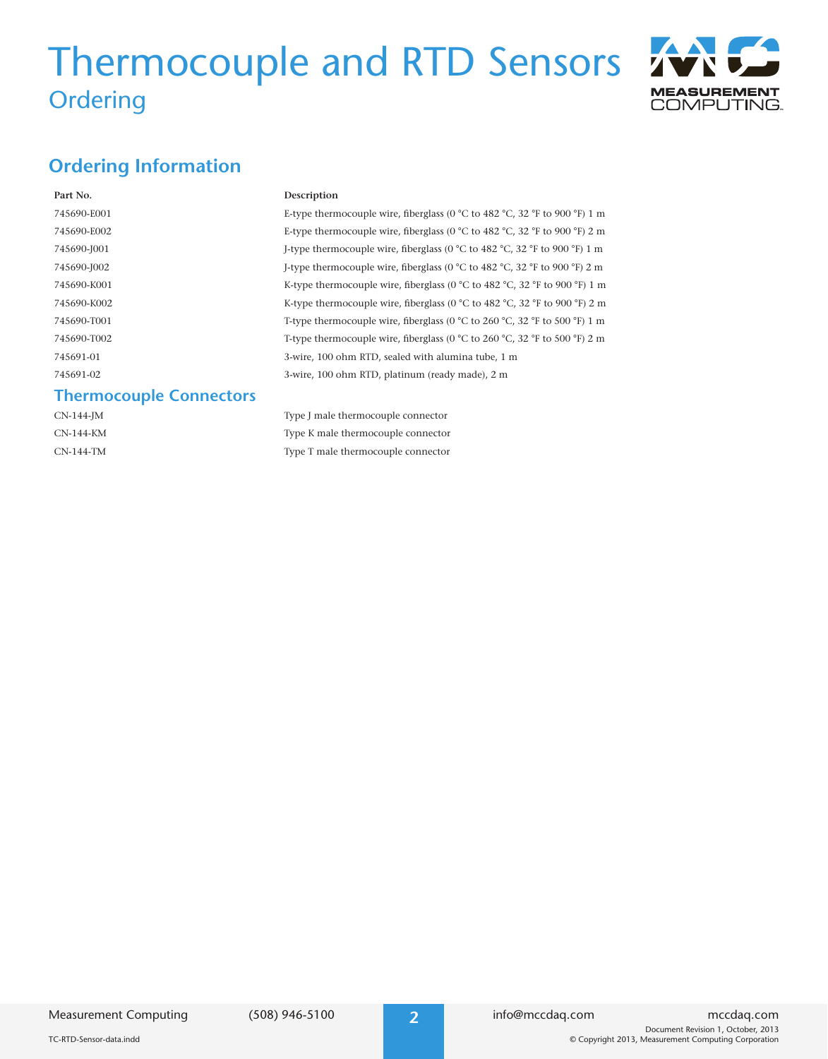# Thermocouple and RTD Sensors

## Ordering

## Ordering Information

| Part No. | Description |
|---|---|
| 745690-E001 | E-type thermocouple wire, fiberglass (0 °C to 482 °C, 32 °F to 900 °F) 1 m |
| 745690-E002 | E-type thermocouple wire, fiberglass (0 °C to 482 °C, 32 °F to 900 °F) 2 m |
| 745690-J001 | J-type thermocouple wire, fiberglass (0 °C to 482 °C, 32 °F to 900 °F) 1 m |
| 745690-J002 | J-type thermocouple wire, fiberglass (0 °C to 482 °C, 32 °F to 900 °F) 2 m |
| 745690-K001 | K-type thermocouple wire, fiberglass (0 °C to 482 °C, 32 °F to 900 °F) 1 m |
| 745690-K002 | K-type thermocouple wire, fiberglass (0 °C to 482 °C, 32 °F to 900 °F) 2 m |
| 745690-T001 | T-type thermocouple wire, fiberglass (0 °C to 260 °C, 32 °F to 500 °F) 1 m |
| 745690-T002 | T-type thermocouple wire, fiberglass (0 °C to 260 °C, 32 °F to 500 °F) 2 m |
| 745691-01 | 3-wire, 100 ohm RTD, sealed with alumina tube, 1 m |
| 745691-02 | 3-wire, 100 ohm RTD, platinum (ready made), 2 m |

### Thermocouple Connectors

| | |
|---|---|
| CN-144-JM | Type J male thermocouple connector |
| CN-144-KM | Type K male thermocouple connector |
| CN-144-TM | Type T male thermocouple connector |

Measurement Computing (508) 946-5100 info@mccdaq.com mccdaq.com

Document Revision 1, October, 2013
© Copyright 2013, Measurement Computing Corporation